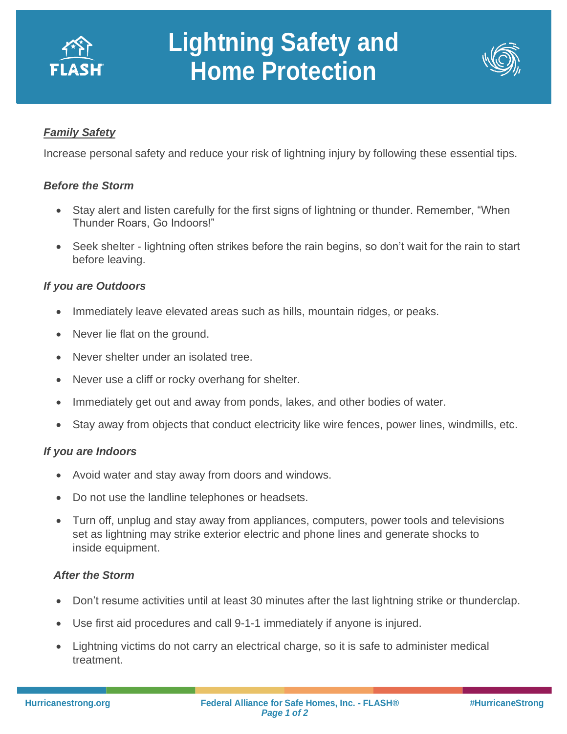# Lightning Safety and Home Protection

***Family Safety***

Increase personal safety and reduce your risk of lightning injury by following these essential tips.

### *Before the Storm*

- Stay alert and listen carefully for the first signs of lightning or thunder. Remember, "When Thunder Roars, Go Indoors!"
- Seek shelter - lightning often strikes before the rain begins, so don't wait for the rain to start before leaving.

### *If you are Outdoors*

- Immediately leave elevated areas such as hills, mountain ridges, or peaks.
- Never lie flat on the ground.
- Never shelter under an isolated tree.
- Never use a cliff or rocky overhang for shelter.
- Immediately get out and away from ponds, lakes, and other bodies of water.
- Stay away from objects that conduct electricity like wire fences, power lines, windmills, etc.

### *If you are Indoors*

- Avoid water and stay away from doors and windows.
- Do not use the landline telephones or headsets.
- Turn off, unplug and stay away from appliances, computers, power tools and televisions set as lightning may strike exterior electric and phone lines and generate shocks to inside equipment.

### *After the Storm*

- Don't resume activities until at least 30 minutes after the last lightning strike or thunderclap.
- Use first aid procedures and call 9-1-1 immediately if anyone is injured.
- Lightning victims do not carry an electrical charge, so it is safe to administer medical treatment.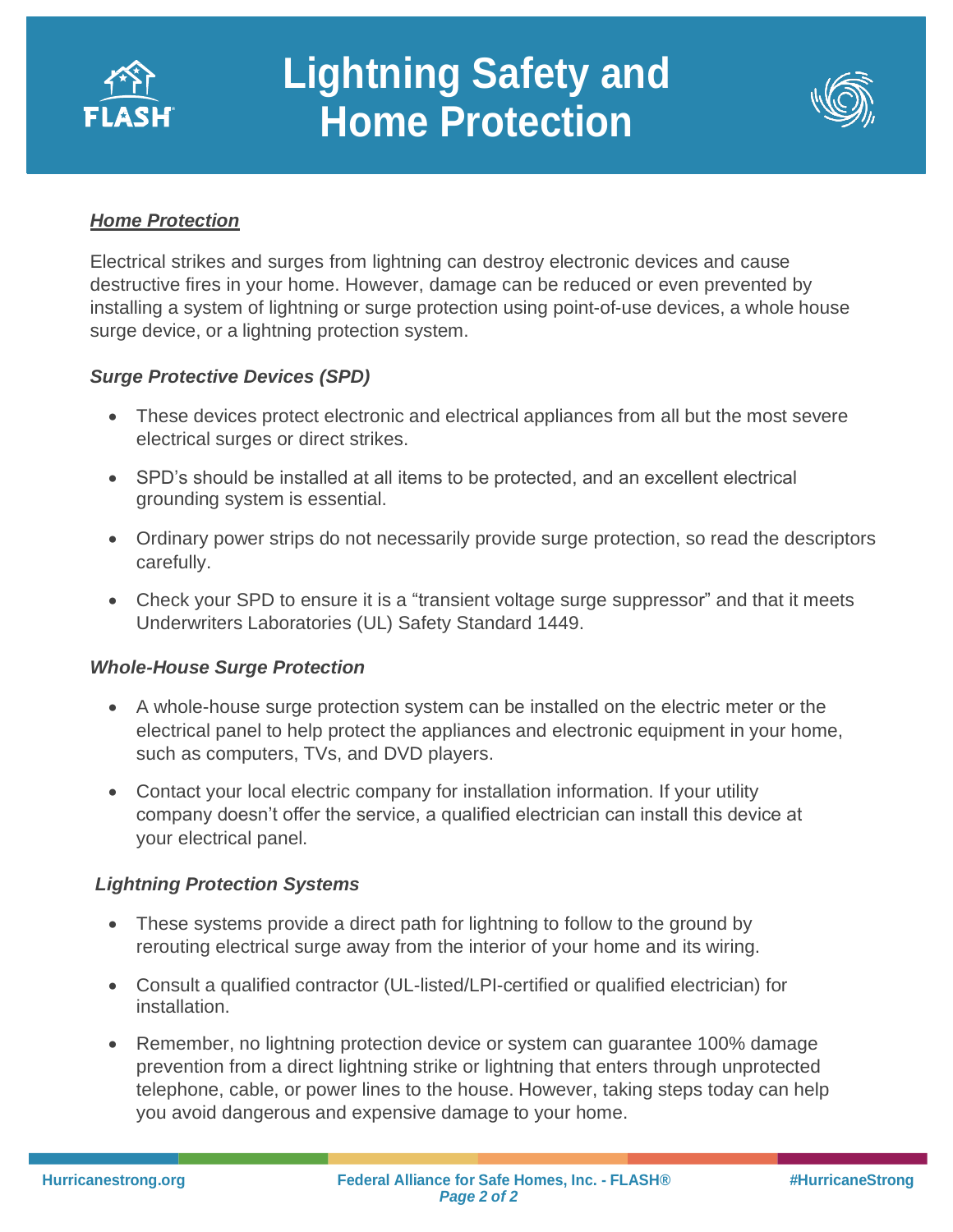# Lightning Safety and Home Protection

***Home Protection***

Electrical strikes and surges from lightning can destroy electronic devices and cause destructive fires in your home. However, damage can be reduced or even prevented by installing a system of lightning or surge protection using point-of-use devices, a whole house surge device, or a lightning protection system.

### *Surge Protective Devices (SPD)*

- These devices protect electronic and electrical appliances from all but the most severe electrical surges or direct strikes.
- SPD's should be installed at all items to be protected, and an excellent electrical grounding system is essential.
- Ordinary power strips do not necessarily provide surge protection, so read the descriptors carefully.
- Check your SPD to ensure it is a "transient voltage surge suppressor" and that it meets Underwriters Laboratories (UL) Safety Standard 1449.

### *Whole-House Surge Protection*

- A whole-house surge protection system can be installed on the electric meter or the electrical panel to help protect the appliances and electronic equipment in your home, such as computers, TVs, and DVD players.
- Contact your local electric company for installation information. If your utility company doesn't offer the service, a qualified electrician can install this device at your electrical panel.

### *Lightning Protection Systems*

- These systems provide a direct path for lightning to follow to the ground by rerouting electrical surge away from the interior of your home and its wiring.
- Consult a qualified contractor (UL-listed/LPI-certified or qualified electrician) for installation.
- Remember, no lightning protection device or system can guarantee 100% damage prevention from a direct lightning strike or lightning that enters through unprotected telephone, cable, or power lines to the house. However, taking steps today can help you avoid dangerous and expensive damage to your home.